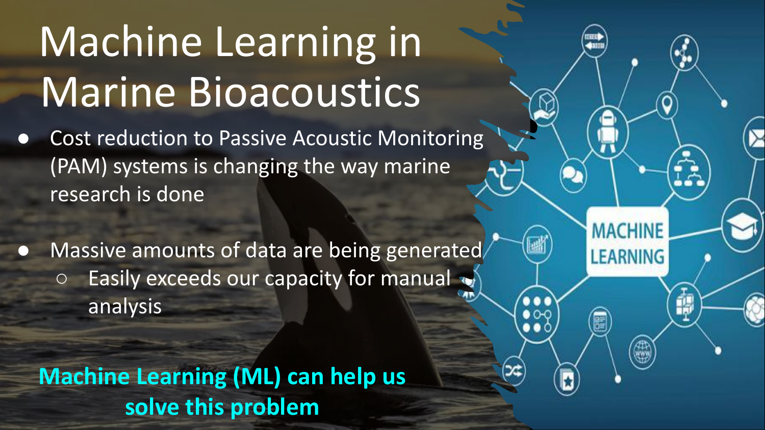# Machine Learning in Marine Bioacoustics

- Cost reduction to Passive Acoustic Monitoring (PAM) systems is changing the way marine research is done
- Massive amounts of data are being generated
  - Easily exceeds our capacity for manual analysis

**Machine Learning (ML) can help us solve this problem**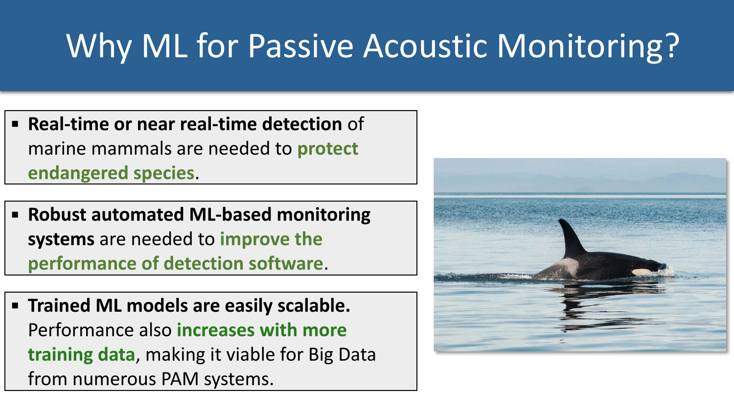# Why ML for Passive Acoustic Monitoring?

- **Real-time or near real-time detection** of marine mammals are needed to **protect endangered species**.

- **Robust automated ML-based monitoring systems** are needed to **improve the performance of detection software**.

- **Trained ML models are easily scalable.** Performance also **increases with more training data**, making it viable for Big Data from numerous PAM systems.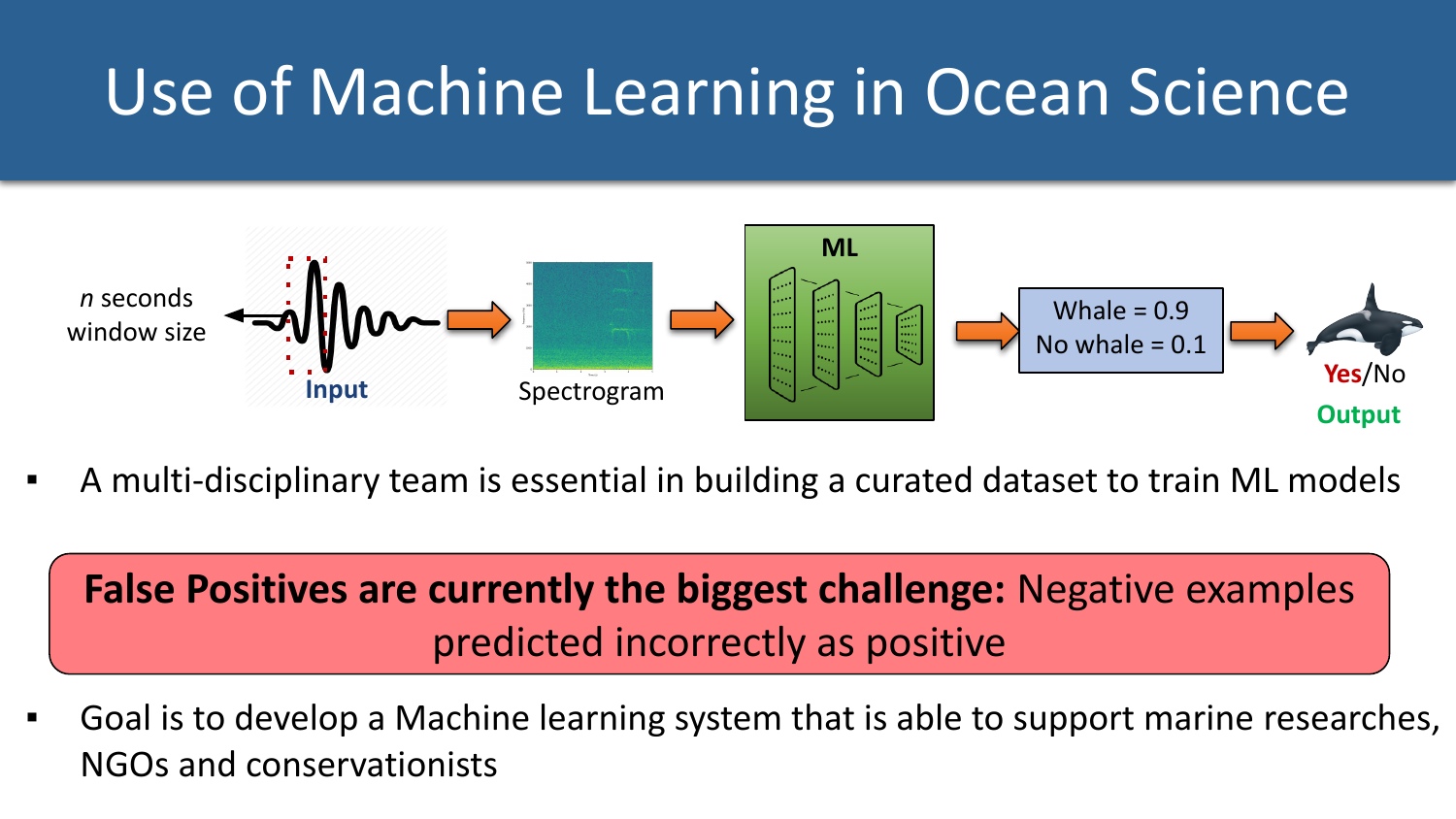# Use of Machine Learning in Ocean Science

*n* seconds window size

Input → Spectrogram → ML → Whale = 0.9, No whale = 0.1 → **Yes**/No

**Output**

- A multi-disciplinary team is essential in building a curated dataset to train ML models

**False Positives are currently the biggest challenge:** Negative examples predicted incorrectly as positive

- Goal is to develop a Machine learning system that is able to support marine researches, NGOs and conservationists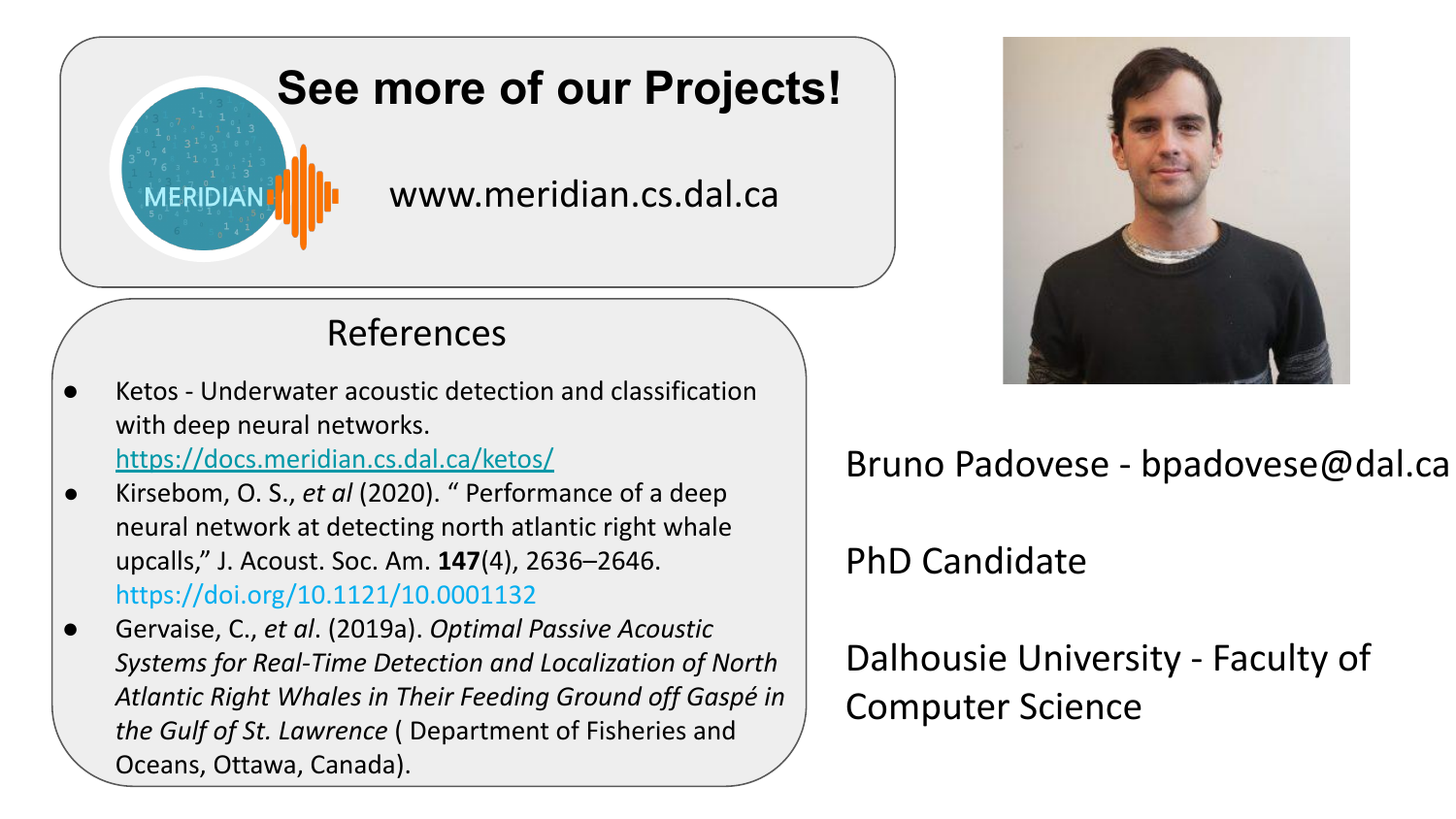## See more of our Projects!

MERIDIAN

www.meridian.cs.dal.ca

## References

- Ketos - Underwater acoustic detection and classification with deep neural networks. https://docs.meridian.cs.dal.ca/ketos/
- Kirsebom, O. S., *et al* (2020). " Performance of a deep neural network at detecting north atlantic right whale upcalls," J. Acoust. Soc. Am. **147**(4), 2636–2646. https://doi.org/10.1121/10.0001132
- Gervaise, C., *et al*. (2019a). *Optimal Passive Acoustic Systems for Real-Time Detection and Localization of North Atlantic Right Whales in Their Feeding Ground off Gaspé in the Gulf of St. Lawrence* ( Department of Fisheries and Oceans, Ottawa, Canada).

Bruno Padovese - bpadovese@dal.ca

PhD Candidate

Dalhousie University - Faculty of Computer Science